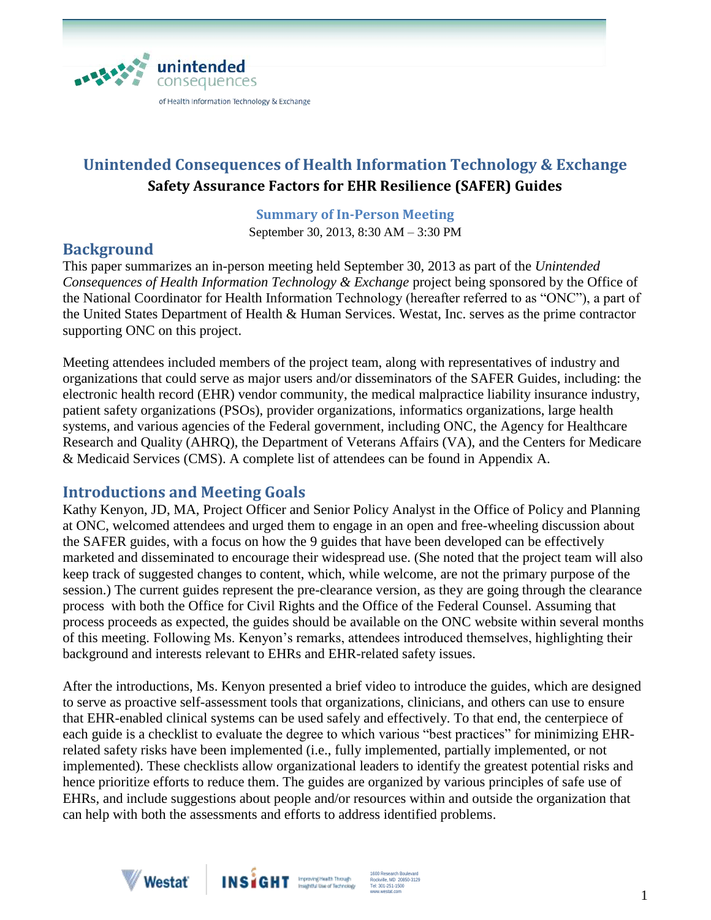unintended consequences

of Health Information Technology & Exchange

# Unintended Consequences of Health Information Technology & Exchange

## Safety Assurance Factors for EHR Resilience (SAFER) Guides

### Summary of In-Person Meeting

September 30, 2013, 8:30 AM – 3:30 PM

## Background

This paper summarizes an in-person meeting held September 30, 2013 as part of the *Unintended Consequences of Health Information Technology & Exchange* project being sponsored by the Office of the National Coordinator for Health Information Technology (hereafter referred to as "ONC"), a part of the United States Department of Health & Human Services. Westat, Inc. serves as the prime contractor supporting ONC on this project.

Meeting attendees included members of the project team, along with representatives of industry and organizations that could serve as major users and/or disseminators of the SAFER Guides, including: the electronic health record (EHR) vendor community, the medical malpractice liability insurance industry, patient safety organizations (PSOs), provider organizations, informatics organizations, large health systems, and various agencies of the Federal government, including ONC, the Agency for Healthcare Research and Quality (AHRQ), the Department of Veterans Affairs (VA), and the Centers for Medicare & Medicaid Services (CMS). A complete list of attendees can be found in Appendix A.

## Introductions and Meeting Goals

Kathy Kenyon, JD, MA, Project Officer and Senior Policy Analyst in the Office of Policy and Planning at ONC, welcomed attendees and urged them to engage in an open and free-wheeling discussion about the SAFER guides, with a focus on how the 9 guides that have been developed can be effectively marketed and disseminated to encourage their widespread use. (She noted that the project team will also keep track of suggested changes to content, which, while welcome, are not the primary purpose of the session.) The current guides represent the pre-clearance version, as they are going through the clearance process with both the Office for Civil Rights and the Office of the Federal Counsel. Assuming that process proceeds as expected, the guides should be available on the ONC website within several months of this meeting. Following Ms. Kenyon's remarks, attendees introduced themselves, highlighting their background and interests relevant to EHRs and EHR-related safety issues.

After the introductions, Ms. Kenyon presented a brief video to introduce the guides, which are designed to serve as proactive self-assessment tools that organizations, clinicians, and others can use to ensure that EHR-enabled clinical systems can be used safely and effectively. To that end, the centerpiece of each guide is a checklist to evaluate the degree to which various "best practices" for minimizing EHR-related safety risks have been implemented (i.e., fully implemented, partially implemented, or not implemented). These checklists allow organizational leaders to identify the greatest potential risks and hence prioritize efforts to reduce them. The guides are organized by various principles of safe use of EHRs, and include suggestions about people and/or resources within and outside the organization that can help with both the assessments and efforts to address identified problems.

Westat | INSIGHT Improving Health Through Insightful Use of Technology | 1600 Research Boulevard, Rockville, MD 20850-3129, Tel: 301-251-1500, www.westat.com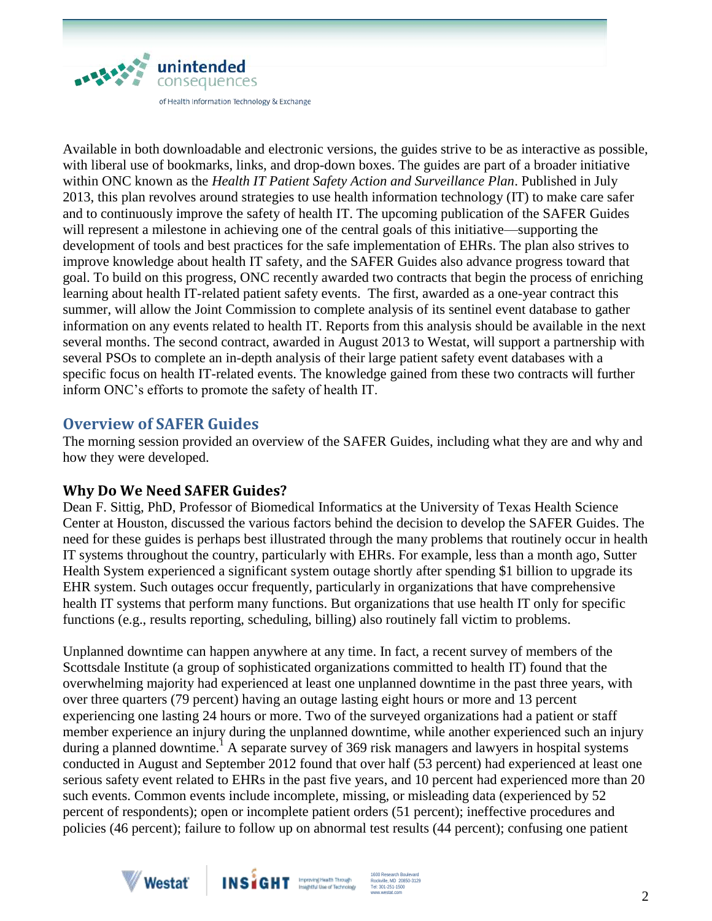Available in both downloadable and electronic versions, the guides strive to be as interactive as possible, with liberal use of bookmarks, links, and drop-down boxes. The guides are part of a broader initiative within ONC known as the *Health IT Patient Safety Action and Surveillance Plan*. Published in July 2013, this plan revolves around strategies to use health information technology (IT) to make care safer and to continuously improve the safety of health IT. The upcoming publication of the SAFER Guides will represent a milestone in achieving one of the central goals of this initiative—supporting the development of tools and best practices for the safe implementation of EHRs. The plan also strives to improve knowledge about health IT safety, and the SAFER Guides also advance progress toward that goal. To build on this progress, ONC recently awarded two contracts that begin the process of enriching learning about health IT-related patient safety events. The first, awarded as a one-year contract this summer, will allow the Joint Commission to complete analysis of its sentinel event database to gather information on any events related to health IT. Reports from this analysis should be available in the next several months. The second contract, awarded in August 2013 to Westat, will support a partnership with several PSOs to complete an in-depth analysis of their large patient safety event databases with a specific focus on health IT-related events. The knowledge gained from these two contracts will further inform ONC's efforts to promote the safety of health IT.

## Overview of SAFER Guides

The morning session provided an overview of the SAFER Guides, including what they are and why and how they were developed.

### Why Do We Need SAFER Guides?

Dean F. Sittig, PhD, Professor of Biomedical Informatics at the University of Texas Health Science Center at Houston, discussed the various factors behind the decision to develop the SAFER Guides. The need for these guides is perhaps best illustrated through the many problems that routinely occur in health IT systems throughout the country, particularly with EHRs. For example, less than a month ago, Sutter Health System experienced a significant system outage shortly after spending $1 billion to upgrade its EHR system. Such outages occur frequently, particularly in organizations that have comprehensive health IT systems that perform many functions. But organizations that use health IT only for specific functions (e.g., results reporting, scheduling, billing) also routinely fall victim to problems.

Unplanned downtime can happen anywhere at any time. In fact, a recent survey of members of the Scottsdale Institute (a group of sophisticated organizations committed to health IT) found that the overwhelming majority had experienced at least one unplanned downtime in the past three years, with over three quarters (79 percent) having an outage lasting eight hours or more and 13 percent experiencing one lasting 24 hours or more. Two of the surveyed organizations had a patient or staff member experience an injury during the unplanned downtime, while another experienced such an injury during a planned downtime.[1] A separate survey of 369 risk managers and lawyers in hospital systems conducted in August and September 2012 found that over half (53 percent) had experienced at least one serious safety event related to EHRs in the past five years, and 10 percent had experienced more than 20 such events. Common events include incomplete, missing, or misleading data (experienced by 52 percent of respondents); open or incomplete patient orders (51 percent); ineffective procedures and policies (46 percent); failure to follow up on abnormal test results (44 percent); confusing one patient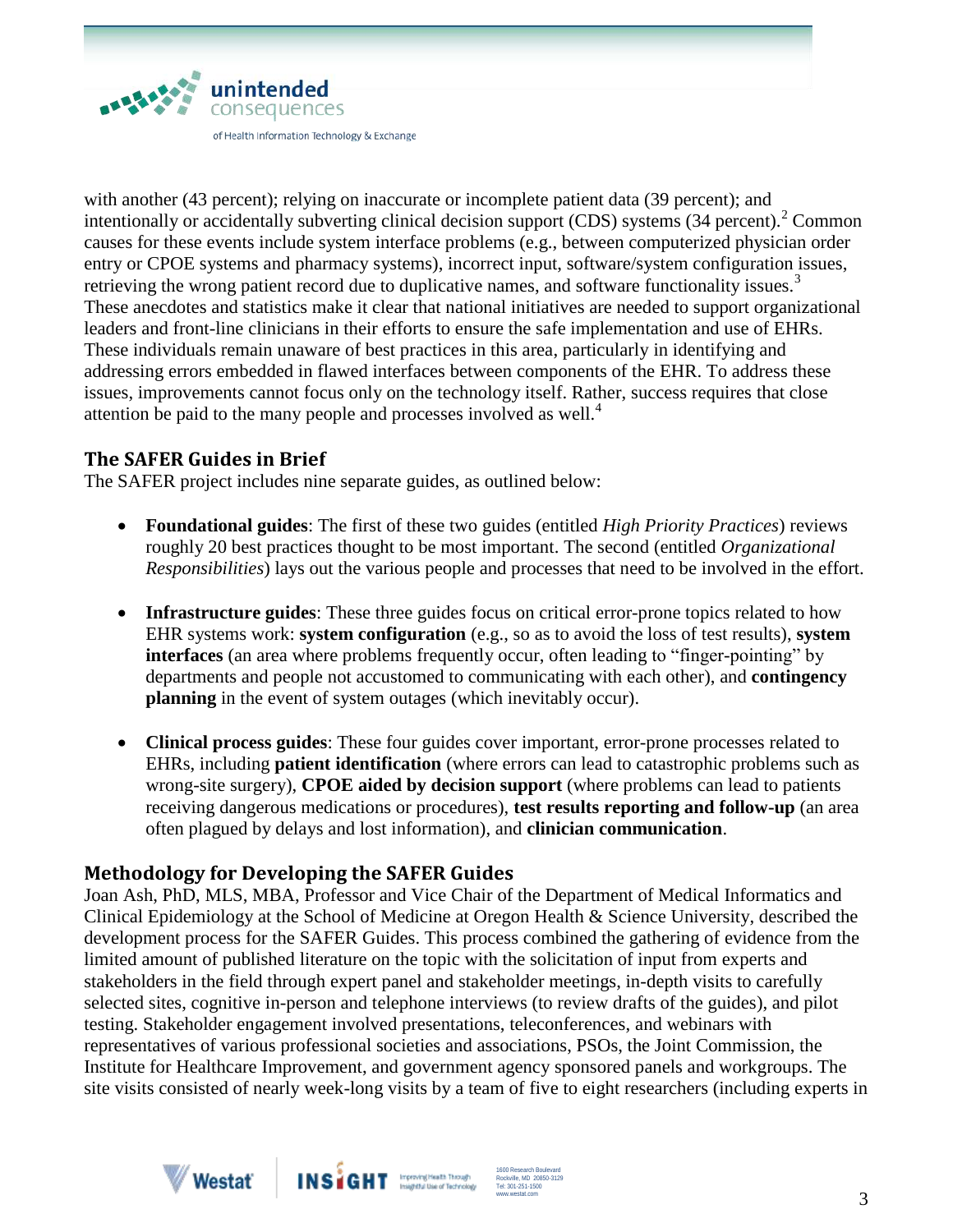with another (43 percent); relying on inaccurate or incomplete patient data (39 percent); and intentionally or accidentally subverting clinical decision support (CDS) systems (34 percent).[2] Common causes for these events include system interface problems (e.g., between computerized physician order entry or CPOE systems and pharmacy systems), incorrect input, software/system configuration issues, retrieving the wrong patient record due to duplicative names, and software functionality issues.[3] These anecdotes and statistics make it clear that national initiatives are needed to support organizational leaders and front-line clinicians in their efforts to ensure the safe implementation and use of EHRs. These individuals remain unaware of best practices in this area, particularly in identifying and addressing errors embedded in flawed interfaces between components of the EHR. To address these issues, improvements cannot focus only on the technology itself. Rather, success requires that close attention be paid to the many people and processes involved as well.[4]

## The SAFER Guides in Brief

The SAFER project includes nine separate guides, as outlined below:

- **Foundational guides**: The first of these two guides (entitled *High Priority Practices*) reviews roughly 20 best practices thought to be most important. The second (entitled *Organizational Responsibilities*) lays out the various people and processes that need to be involved in the effort.

- **Infrastructure guides**: These three guides focus on critical error-prone topics related to how EHR systems work: **system configuration** (e.g., so as to avoid the loss of test results), **system interfaces** (an area where problems frequently occur, often leading to "finger-pointing" by departments and people not accustomed to communicating with each other), and **contingency planning** in the event of system outages (which inevitably occur).

- **Clinical process guides**: These four guides cover important, error-prone processes related to EHRs, including **patient identification** (where errors can lead to catastrophic problems such as wrong-site surgery), **CPOE aided by decision support** (where problems can lead to patients receiving dangerous medications or procedures), **test results reporting and follow-up** (an area often plagued by delays and lost information), and **clinician communication**.

## Methodology for Developing the SAFER Guides

Joan Ash, PhD, MLS, MBA, Professor and Vice Chair of the Department of Medical Informatics and Clinical Epidemiology at the School of Medicine at Oregon Health & Science University, described the development process for the SAFER Guides. This process combined the gathering of evidence from the limited amount of published literature on the topic with the solicitation of input from experts and stakeholders in the field through expert panel and stakeholder meetings, in-depth visits to carefully selected sites, cognitive in-person and telephone interviews (to review drafts of the guides), and pilot testing. Stakeholder engagement involved presentations, teleconferences, and webinars with representatives of various professional societies and associations, PSOs, the Joint Commission, the Institute for Healthcare Improvement, and government agency sponsored panels and workgroups. The site visits consisted of nearly week-long visits by a team of five to eight researchers (including experts in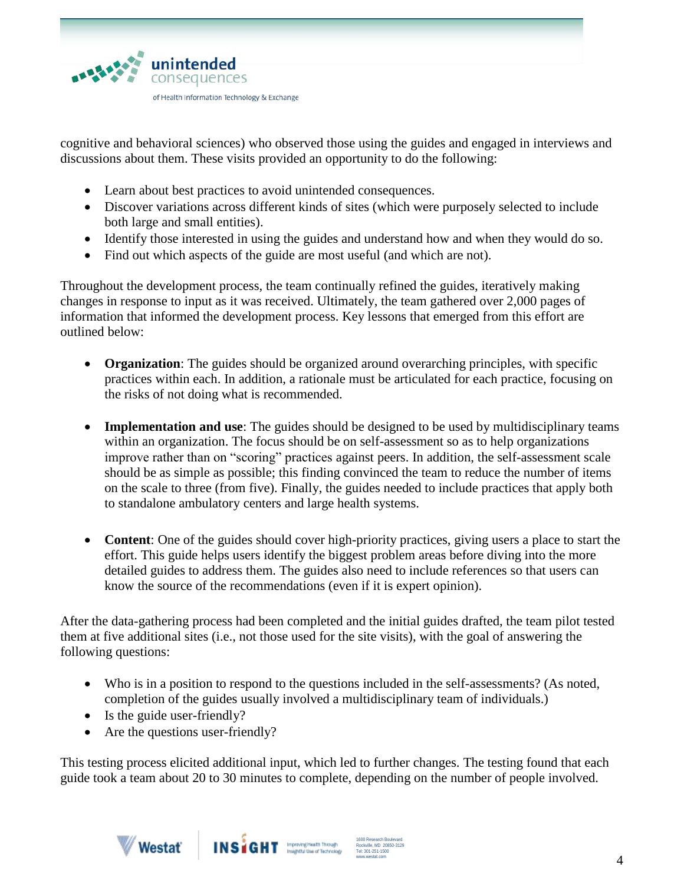cognitive and behavioral sciences) who observed those using the guides and engaged in interviews and discussions about them. These visits provided an opportunity to do the following:

- Learn about best practices to avoid unintended consequences.
- Discover variations across different kinds of sites (which were purposely selected to include both large and small entities).
- Identify those interested in using the guides and understand how and when they would do so.
- Find out which aspects of the guide are most useful (and which are not).

Throughout the development process, the team continually refined the guides, iteratively making changes in response to input as it was received. Ultimately, the team gathered over 2,000 pages of information that informed the development process. Key lessons that emerged from this effort are outlined below:

- **Organization**: The guides should be organized around overarching principles, with specific practices within each. In addition, a rationale must be articulated for each practice, focusing on the risks of not doing what is recommended.

- **Implementation and use**: The guides should be designed to be used by multidisciplinary teams within an organization. The focus should be on self-assessment so as to help organizations improve rather than on "scoring" practices against peers. In addition, the self-assessment scale should be as simple as possible; this finding convinced the team to reduce the number of items on the scale to three (from five). Finally, the guides needed to include practices that apply both to standalone ambulatory centers and large health systems.

- **Content**: One of the guides should cover high-priority practices, giving users a place to start the effort. This guide helps users identify the biggest problem areas before diving into the more detailed guides to address them. The guides also need to include references so that users can know the source of the recommendations (even if it is expert opinion).

After the data-gathering process had been completed and the initial guides drafted, the team pilot tested them at five additional sites (i.e., not those used for the site visits), with the goal of answering the following questions:

- Who is in a position to respond to the questions included in the self-assessments? (As noted, completion of the guides usually involved a multidisciplinary team of individuals.)
- Is the guide user-friendly?
- Are the questions user-friendly?

This testing process elicited additional input, which led to further changes. The testing found that each guide took a team about 20 to 30 minutes to complete, depending on the number of people involved.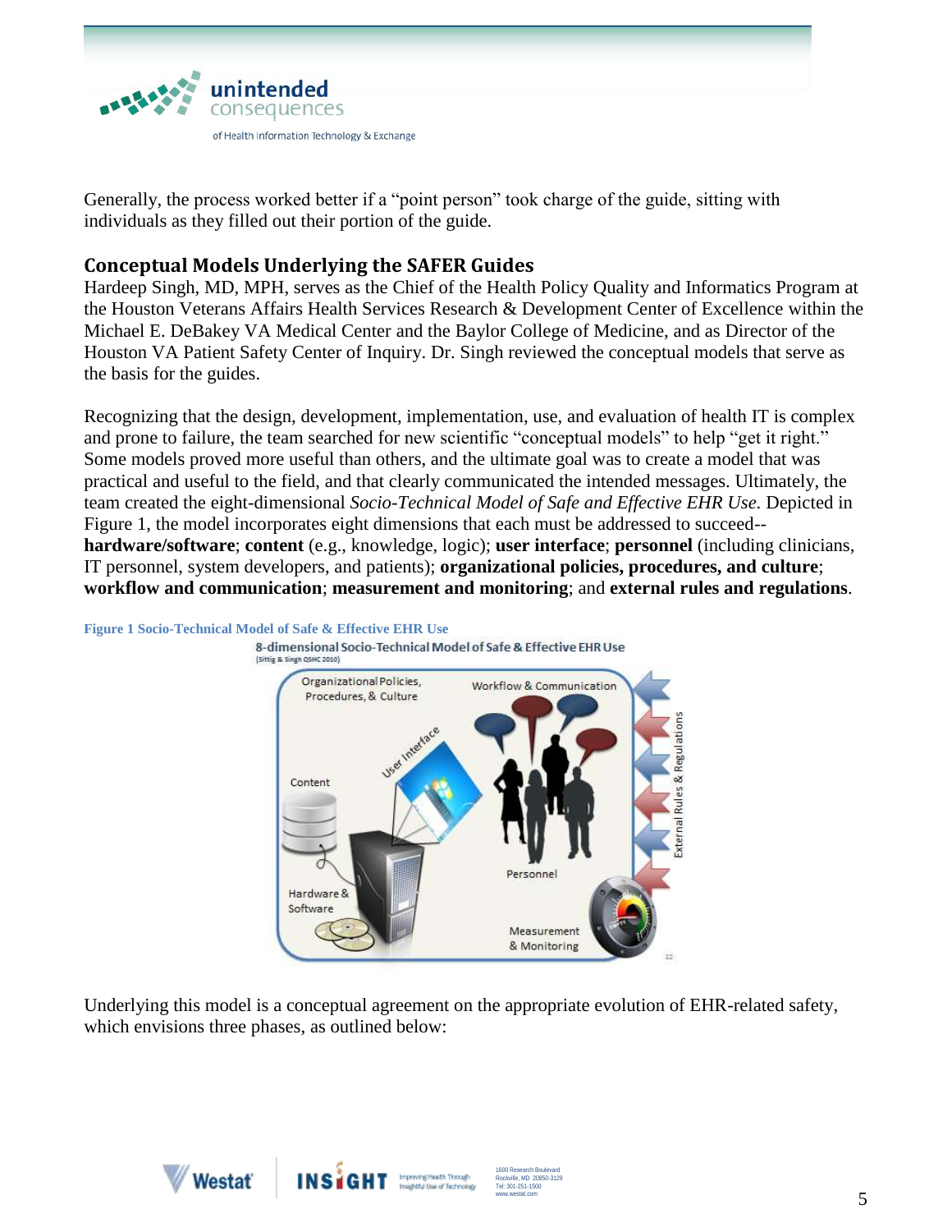Generally, the process worked better if a "point person" took charge of the guide, sitting with individuals as they filled out their portion of the guide.

## Conceptual Models Underlying the SAFER Guides

Hardeep Singh, MD, MPH, serves as the Chief of the Health Policy Quality and Informatics Program at the Houston Veterans Affairs Health Services Research & Development Center of Excellence within the Michael E. DeBakey VA Medical Center and the Baylor College of Medicine, and as Director of the Houston VA Patient Safety Center of Inquiry. Dr. Singh reviewed the conceptual models that serve as the basis for the guides.

Recognizing that the design, development, implementation, use, and evaluation of health IT is complex and prone to failure, the team searched for new scientific "conceptual models" to help "get it right." Some models proved more useful than others, and the ultimate goal was to create a model that was practical and useful to the field, and that clearly communicated the intended messages. Ultimately, the team created the eight-dimensional *Socio-Technical Model of Safe and Effective EHR Use*. Depicted in Figure 1, the model incorporates eight dimensions that each must be addressed to succeed--**hardware/software**; **content** (e.g., knowledge, logic); **user interface**; **personnel** (including clinicians, IT personnel, system developers, and patients); **organizational policies, procedures, and culture**; **workflow and communication**; **measurement and monitoring**; and **external rules and regulations**.

Figure 1 Socio-Technical Model of Safe & Effective EHR Use

Underlying this model is a conceptual agreement on the appropriate evolution of EHR-related safety, which envisions three phases, as outlined below: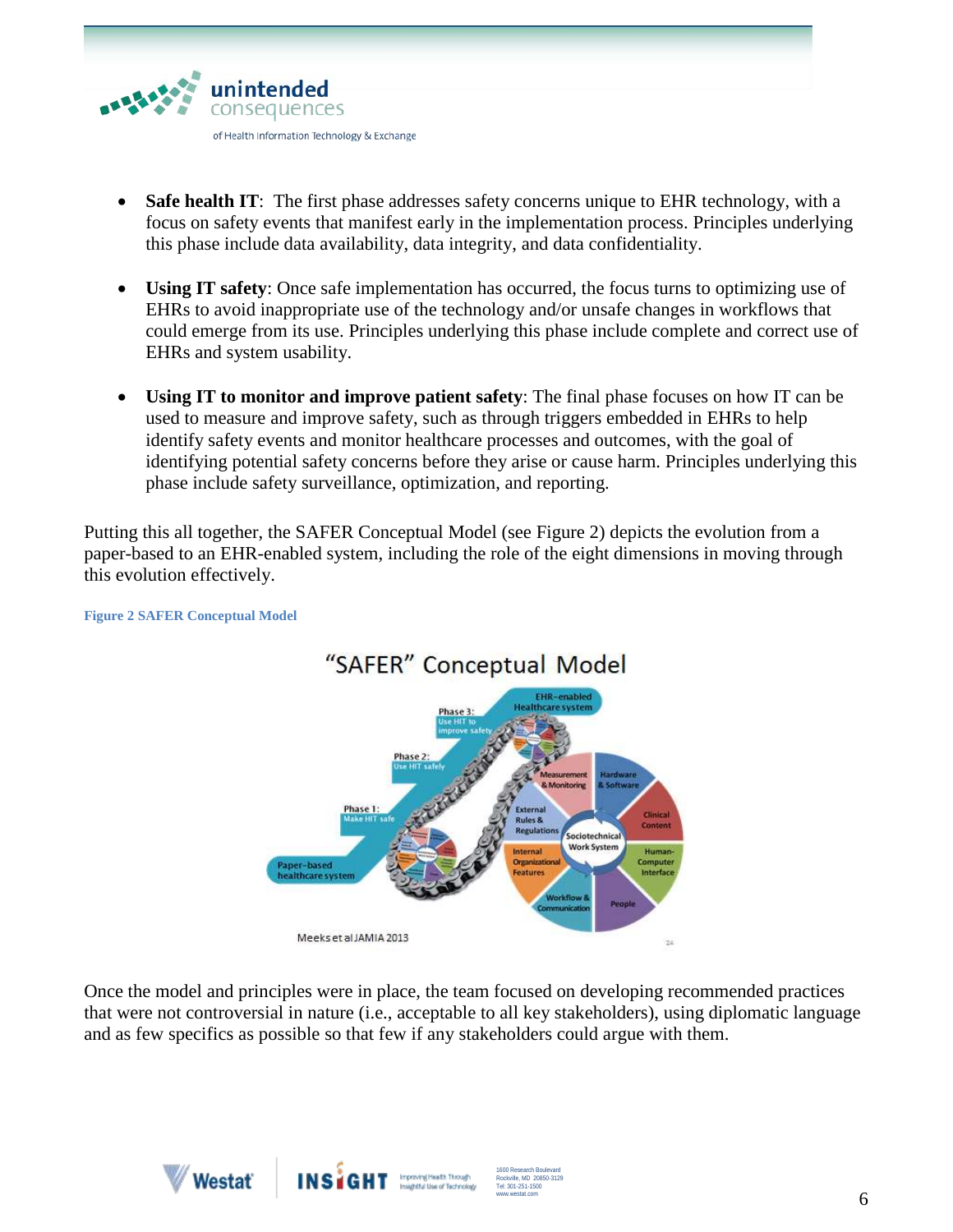- **Safe health IT**: The first phase addresses safety concerns unique to EHR technology, with a focus on safety events that manifest early in the implementation process. Principles underlying this phase include data availability, data integrity, and data confidentiality.

- **Using IT safety**: Once safe implementation has occurred, the focus turns to optimizing use of EHRs to avoid inappropriate use of the technology and/or unsafe changes in workflows that could emerge from its use. Principles underlying this phase include complete and correct use of EHRs and system usability.

- **Using IT to monitor and improve patient safety**: The final phase focuses on how IT can be used to measure and improve safety, such as through triggers embedded in EHRs to help identify safety events and monitor healthcare processes and outcomes, with the goal of identifying potential safety concerns before they arise or cause harm. Principles underlying this phase include safety surveillance, optimization, and reporting.

Putting this all together, the SAFER Conceptual Model (see Figure 2) depicts the evolution from a paper-based to an EHR-enabled system, including the role of the eight dimensions in moving through this evolution effectively.

**Figure 2 SAFER Conceptual Model**

Once the model and principles were in place, the team focused on developing recommended practices that were not controversial in nature (i.e., acceptable to all key stakeholders), using diplomatic language and as few specifics as possible so that few if any stakeholders could argue with them.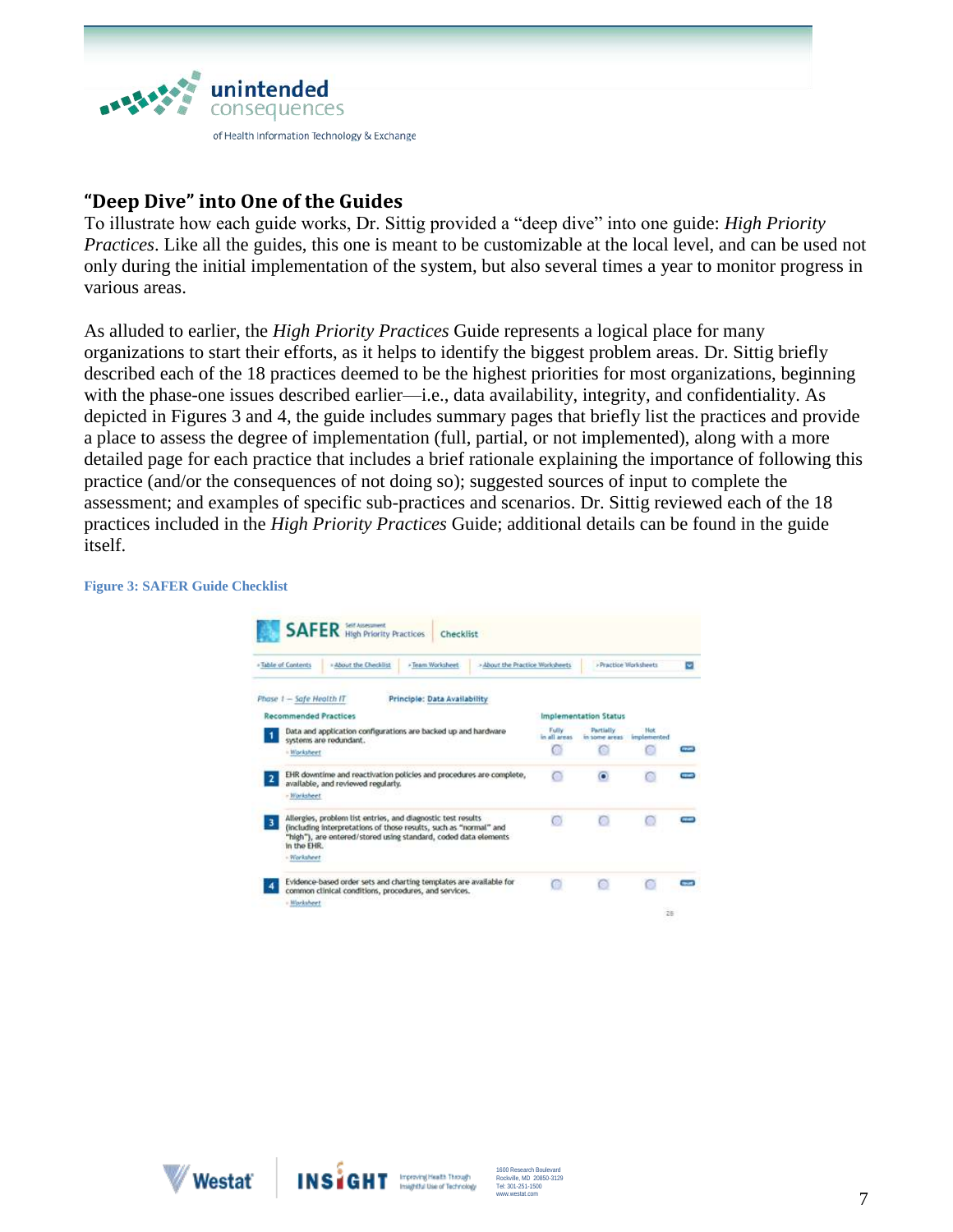## "Deep Dive" into One of the Guides

To illustrate how each guide works, Dr. Sittig provided a "deep dive" into one guide: *High Priority Practices*. Like all the guides, this one is meant to be customizable at the local level, and can be used not only during the initial implementation of the system, but also several times a year to monitor progress in various areas.

As alluded to earlier, the *High Priority Practices* Guide represents a logical place for many organizations to start their efforts, as it helps to identify the biggest problem areas. Dr. Sittig briefly described each of the 18 practices deemed to be the highest priorities for most organizations, beginning with the phase-one issues described earlier—i.e., data availability, integrity, and confidentiality. As depicted in Figures 3 and 4, the guide includes summary pages that briefly list the practices and provide a place to assess the degree of implementation (full, partial, or not implemented), along with a more detailed page for each practice that includes a brief rationale explaining the importance of following this practice (and/or the consequences of not doing so); suggested sources of input to complete the assessment; and examples of specific sub-practices and scenarios. Dr. Sittig reviewed each of the 18 practices included in the *High Priority Practices* Guide; additional details can be found in the guide itself.

**Figure 3: SAFER Guide Checklist**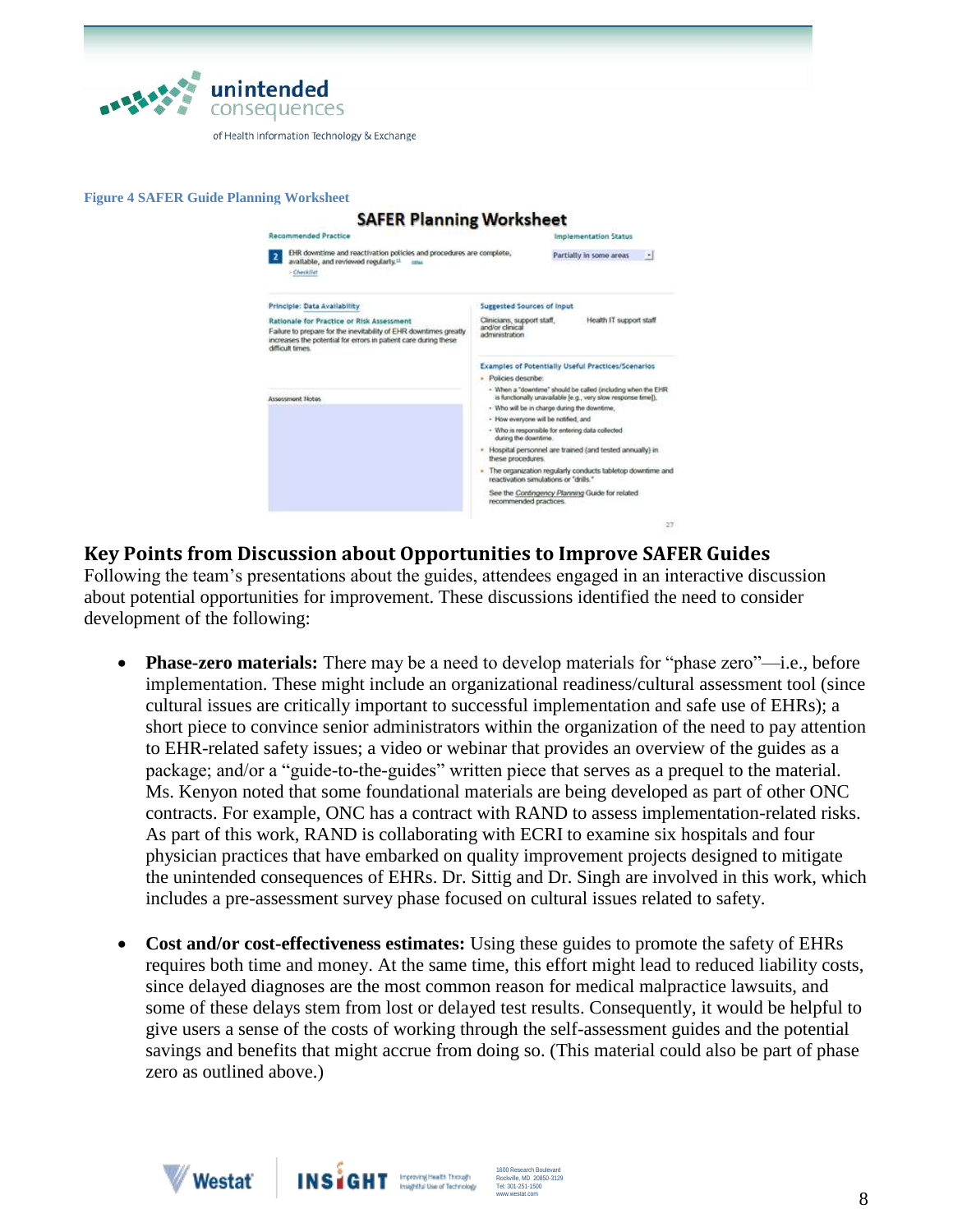**Figure 4 SAFER Guide Planning Worksheet**

SAFER Planning Worksheet

Recommended Practice

2 EHR downtime and reactivation policies and procedures are complete, available, and reviewed regularly.

Checklist

Implementation Status

Partially in some areas

Principle: Data Availability

Rationale for Practice or Risk Assessment

Failure to prepare for the inevitability of EHR downtimes greatly increases the potential for errors in patient care during these difficult times.

Assessment Notes

Suggested Sources of Input

Clinicians, support staff, and/or clinical administration

Health IT support staff

Examples of Potentially Useful Practices/Scenarios

- Policies describe:
  - When a "downtime" should be called (including when the EHR is functionally unavailable [e.g., very slow response time]),
  - Who will be in charge during the downtime,
  - How everyone will be notified, and
  - Who is responsible for entering data collected during the downtime.
- Hospital personnel are trained (and tested annually) in these procedures.
- The organization regularly conducts tabletop downtime and reactivation simulations or "drills."

See the Contingency Planning Guide for related recommended practices.

27

## Key Points from Discussion about Opportunities to Improve SAFER Guides

Following the team's presentations about the guides, attendees engaged in an interactive discussion about potential opportunities for improvement. These discussions identified the need to consider development of the following:

- **Phase-zero materials:** There may be a need to develop materials for "phase zero"—i.e., before implementation. These might include an organizational readiness/cultural assessment tool (since cultural issues are critically important to successful implementation and safe use of EHRs); a short piece to convince senior administrators within the organization of the need to pay attention to EHR-related safety issues; a video or webinar that provides an overview of the guides as a package; and/or a "guide-to-the-guides" written piece that serves as a prequel to the material. Ms. Kenyon noted that some foundational materials are being developed as part of other ONC contracts. For example, ONC has a contract with RAND to assess implementation-related risks. As part of this work, RAND is collaborating with ECRI to examine six hospitals and four physician practices that have embarked on quality improvement projects designed to mitigate the unintended consequences of EHRs. Dr. Sittig and Dr. Singh are involved in this work, which includes a pre-assessment survey phase focused on cultural issues related to safety.

- **Cost and/or cost-effectiveness estimates:** Using these guides to promote the safety of EHRs requires both time and money. At the same time, this effort might lead to reduced liability costs, since delayed diagnoses are the most common reason for medical malpractice lawsuits, and some of these delays stem from lost or delayed test results. Consequently, it would be helpful to give users a sense of the costs of working through the self-assessment guides and the potential savings and benefits that might accrue from doing so. (This material could also be part of phase zero as outlined above.)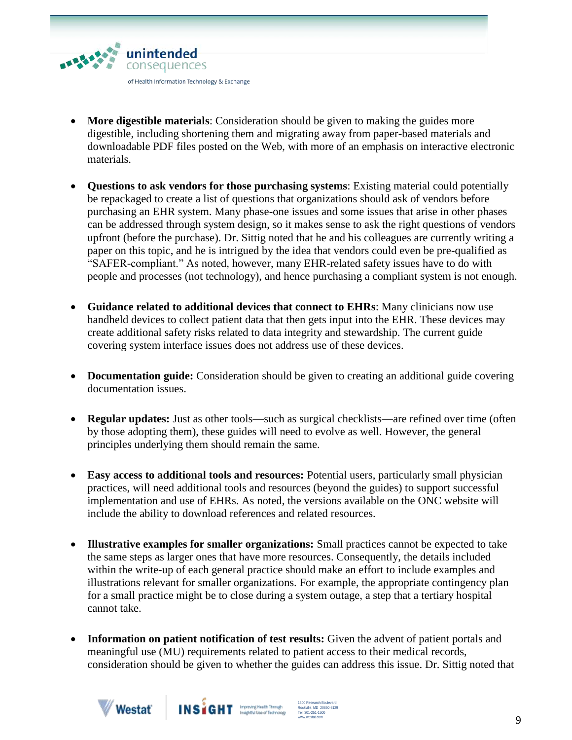- **More digestible materials**: Consideration should be given to making the guides more digestible, including shortening them and migrating away from paper-based materials and downloadable PDF files posted on the Web, with more of an emphasis on interactive electronic materials.

- **Questions to ask vendors for those purchasing systems**: Existing material could potentially be repackaged to create a list of questions that organizations should ask of vendors before purchasing an EHR system. Many phase-one issues and some issues that arise in other phases can be addressed through system design, so it makes sense to ask the right questions of vendors upfront (before the purchase). Dr. Sittig noted that he and his colleagues are currently writing a paper on this topic, and he is intrigued by the idea that vendors could even be pre-qualified as "SAFER-compliant." As noted, however, many EHR-related safety issues have to do with people and processes (not technology), and hence purchasing a compliant system is not enough.

- **Guidance related to additional devices that connect to EHRs**: Many clinicians now use handheld devices to collect patient data that then gets input into the EHR. These devices may create additional safety risks related to data integrity and stewardship. The current guide covering system interface issues does not address use of these devices.

- **Documentation guide:** Consideration should be given to creating an additional guide covering documentation issues.

- **Regular updates:** Just as other tools—such as surgical checklists—are refined over time (often by those adopting them), these guides will need to evolve as well. However, the general principles underlying them should remain the same.

- **Easy access to additional tools and resources:** Potential users, particularly small physician practices, will need additional tools and resources (beyond the guides) to support successful implementation and use of EHRs. As noted, the versions available on the ONC website will include the ability to download references and related resources.

- **Illustrative examples for smaller organizations:** Small practices cannot be expected to take the same steps as larger ones that have more resources. Consequently, the details included within the write-up of each general practice should make an effort to include examples and illustrations relevant for smaller organizations. For example, the appropriate contingency plan for a small practice might be to close during a system outage, a step that a tertiary hospital cannot take.

- **Information on patient notification of test results:** Given the advent of patient portals and meaningful use (MU) requirements related to patient access to their medical records, consideration should be given to whether the guides can address this issue. Dr. Sittig noted that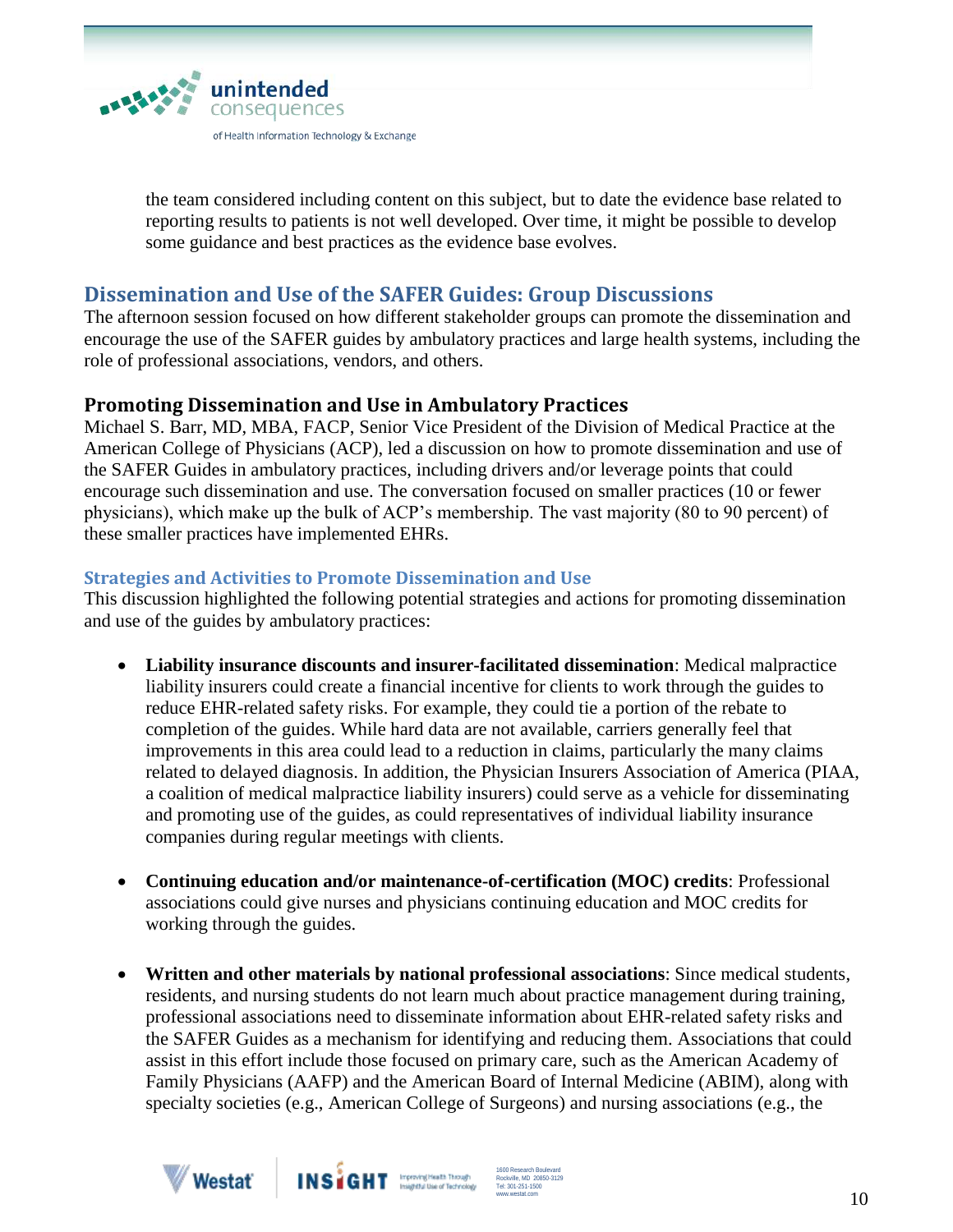the team considered including content on this subject, but to date the evidence base related to reporting results to patients is not well developed. Over time, it might be possible to develop some guidance and best practices as the evidence base evolves.

## Dissemination and Use of the SAFER Guides: Group Discussions

The afternoon session focused on how different stakeholder groups can promote the dissemination and encourage the use of the SAFER guides by ambulatory practices and large health systems, including the role of professional associations, vendors, and others.

### Promoting Dissemination and Use in Ambulatory Practices

Michael S. Barr, MD, MBA, FACP, Senior Vice President of the Division of Medical Practice at the American College of Physicians (ACP), led a discussion on how to promote dissemination and use of the SAFER Guides in ambulatory practices, including drivers and/or leverage points that could encourage such dissemination and use. The conversation focused on smaller practices (10 or fewer physicians), which make up the bulk of ACP's membership. The vast majority (80 to 90 percent) of these smaller practices have implemented EHRs.

#### Strategies and Activities to Promote Dissemination and Use

This discussion highlighted the following potential strategies and actions for promoting dissemination and use of the guides by ambulatory practices:

- **Liability insurance discounts and insurer-facilitated dissemination**: Medical malpractice liability insurers could create a financial incentive for clients to work through the guides to reduce EHR-related safety risks. For example, they could tie a portion of the rebate to completion of the guides. While hard data are not available, carriers generally feel that improvements in this area could lead to a reduction in claims, particularly the many claims related to delayed diagnosis. In addition, the Physician Insurers Association of America (PIAA, a coalition of medical malpractice liability insurers) could serve as a vehicle for disseminating and promoting use of the guides, as could representatives of individual liability insurance companies during regular meetings with clients.

- **Continuing education and/or maintenance-of-certification (MOC) credits**: Professional associations could give nurses and physicians continuing education and MOC credits for working through the guides.

- **Written and other materials by national professional associations**: Since medical students, residents, and nursing students do not learn much about practice management during training, professional associations need to disseminate information about EHR-related safety risks and the SAFER Guides as a mechanism for identifying and reducing them. Associations that could assist in this effort include those focused on primary care, such as the American Academy of Family Physicians (AAFP) and the American Board of Internal Medicine (ABIM), along with specialty societies (e.g., American College of Surgeons) and nursing associations (e.g., the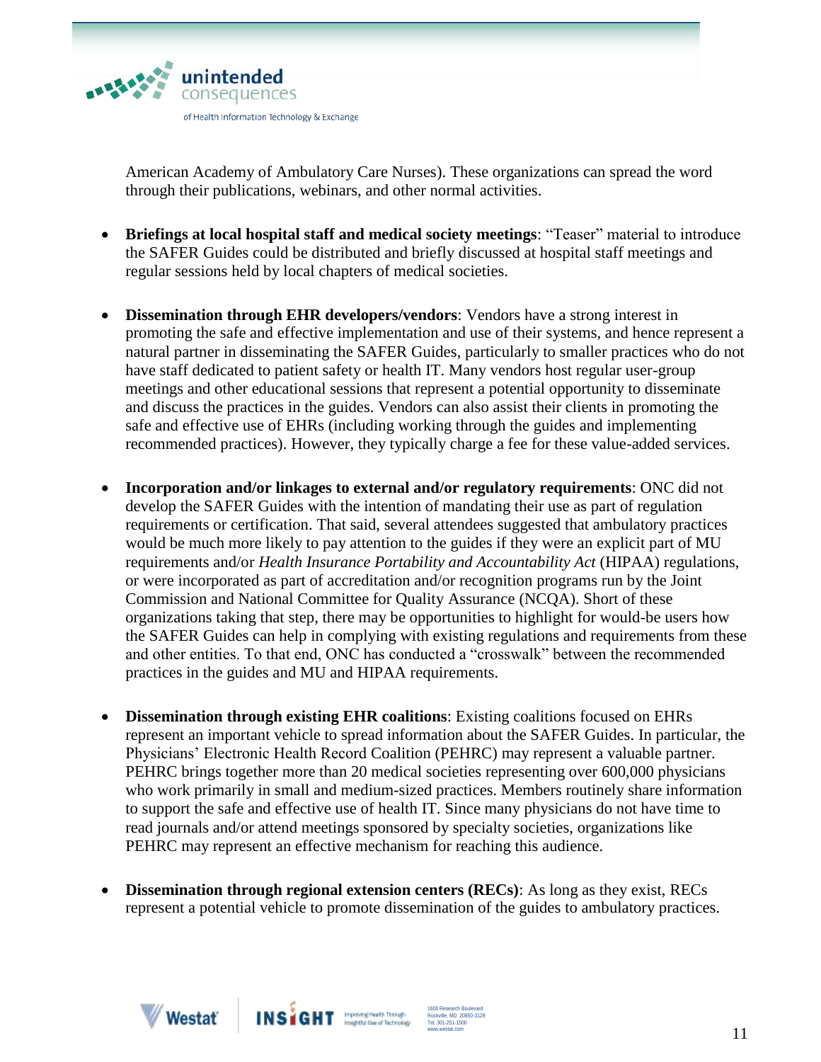American Academy of Ambulatory Care Nurses). These organizations can spread the word through their publications, webinars, and other normal activities.

- **Briefings at local hospital staff and medical society meetings**: "Teaser" material to introduce the SAFER Guides could be distributed and briefly discussed at hospital staff meetings and regular sessions held by local chapters of medical societies.

- **Dissemination through EHR developers/vendors**: Vendors have a strong interest in promoting the safe and effective implementation and use of their systems, and hence represent a natural partner in disseminating the SAFER Guides, particularly to smaller practices who do not have staff dedicated to patient safety or health IT. Many vendors host regular user-group meetings and other educational sessions that represent a potential opportunity to disseminate and discuss the practices in the guides. Vendors can also assist their clients in promoting the safe and effective use of EHRs (including working through the guides and implementing recommended practices). However, they typically charge a fee for these value-added services.

- **Incorporation and/or linkages to external and/or regulatory requirements**: ONC did not develop the SAFER Guides with the intention of mandating their use as part of regulation requirements or certification. That said, several attendees suggested that ambulatory practices would be much more likely to pay attention to the guides if they were an explicit part of MU requirements and/or *Health Insurance Portability and Accountability Act* (HIPAA) regulations, or were incorporated as part of accreditation and/or recognition programs run by the Joint Commission and National Committee for Quality Assurance (NCQA). Short of these organizations taking that step, there may be opportunities to highlight for would-be users how the SAFER Guides can help in complying with existing regulations and requirements from these and other entities. To that end, ONC has conducted a "crosswalk" between the recommended practices in the guides and MU and HIPAA requirements.

- **Dissemination through existing EHR coalitions**: Existing coalitions focused on EHRs represent an important vehicle to spread information about the SAFER Guides. In particular, the Physicians' Electronic Health Record Coalition (PEHRC) may represent a valuable partner. PEHRC brings together more than 20 medical societies representing over 600,000 physicians who work primarily in small and medium-sized practices. Members routinely share information to support the safe and effective use of health IT. Since many physicians do not have time to read journals and/or attend meetings sponsored by specialty societies, organizations like PEHRC may represent an effective mechanism for reaching this audience.

- **Dissemination through regional extension centers (RECs)**: As long as they exist, RECs represent a potential vehicle to promote dissemination of the guides to ambulatory practices.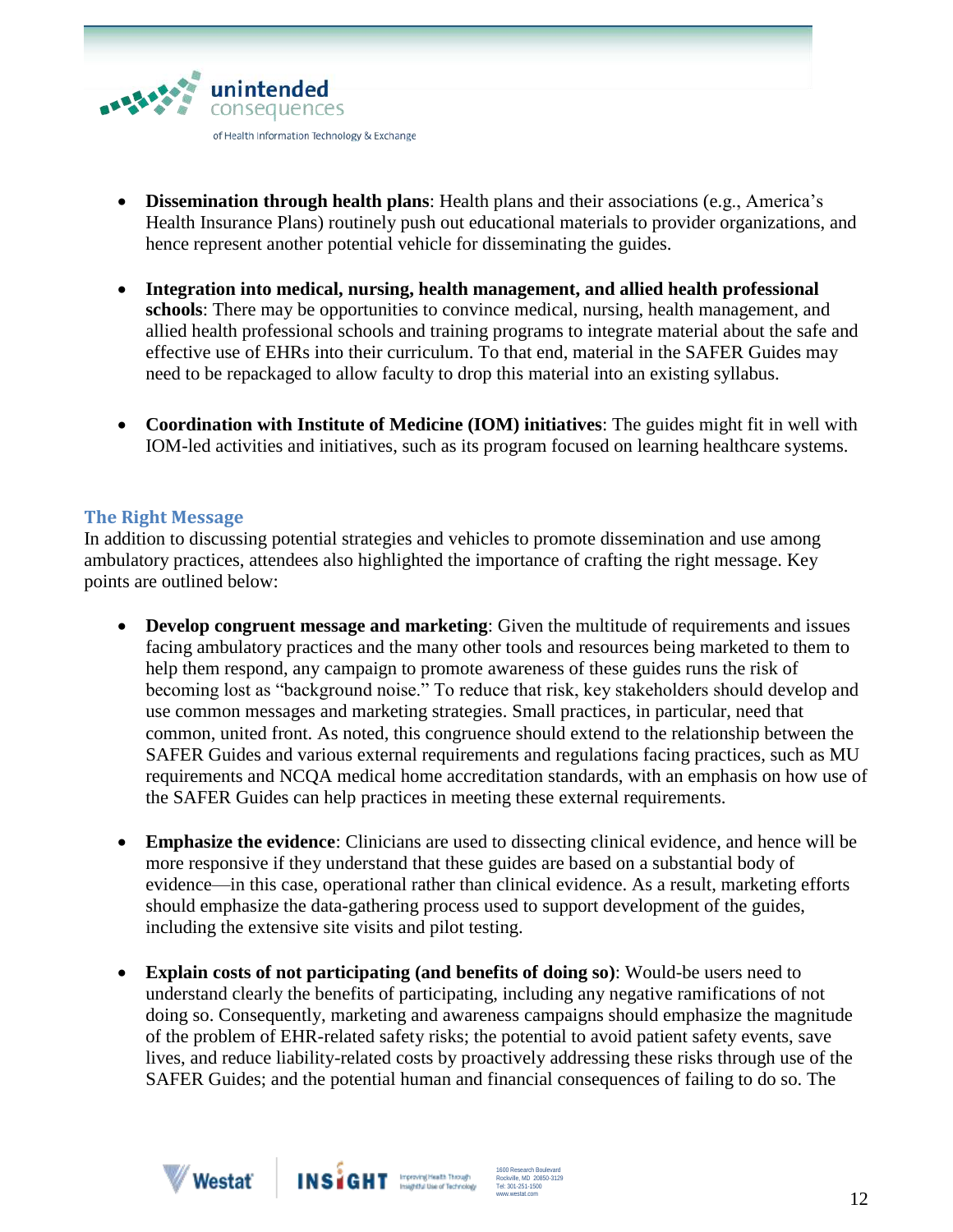- **Dissemination through health plans**: Health plans and their associations (e.g., America's Health Insurance Plans) routinely push out educational materials to provider organizations, and hence represent another potential vehicle for disseminating the guides.

- **Integration into medical, nursing, health management, and allied health professional schools**: There may be opportunities to convince medical, nursing, health management, and allied health professional schools and training programs to integrate material about the safe and effective use of EHRs into their curriculum. To that end, material in the SAFER Guides may need to be repackaged to allow faculty to drop this material into an existing syllabus.

- **Coordination with Institute of Medicine (IOM) initiatives**: The guides might fit in well with IOM-led activities and initiatives, such as its program focused on learning healthcare systems.

### The Right Message

In addition to discussing potential strategies and vehicles to promote dissemination and use among ambulatory practices, attendees also highlighted the importance of crafting the right message. Key points are outlined below:

- **Develop congruent message and marketing**: Given the multitude of requirements and issues facing ambulatory practices and the many other tools and resources being marketed to them to help them respond, any campaign to promote awareness of these guides runs the risk of becoming lost as "background noise." To reduce that risk, key stakeholders should develop and use common messages and marketing strategies. Small practices, in particular, need that common, united front. As noted, this congruence should extend to the relationship between the SAFER Guides and various external requirements and regulations facing practices, such as MU requirements and NCQA medical home accreditation standards, with an emphasis on how use of the SAFER Guides can help practices in meeting these external requirements.

- **Emphasize the evidence**: Clinicians are used to dissecting clinical evidence, and hence will be more responsive if they understand that these guides are based on a substantial body of evidence—in this case, operational rather than clinical evidence. As a result, marketing efforts should emphasize the data-gathering process used to support development of the guides, including the extensive site visits and pilot testing.

- **Explain costs of not participating (and benefits of doing so)**: Would-be users need to understand clearly the benefits of participating, including any negative ramifications of not doing so. Consequently, marketing and awareness campaigns should emphasize the magnitude of the problem of EHR-related safety risks; the potential to avoid patient safety events, save lives, and reduce liability-related costs by proactively addressing these risks through use of the SAFER Guides; and the potential human and financial consequences of failing to do so. The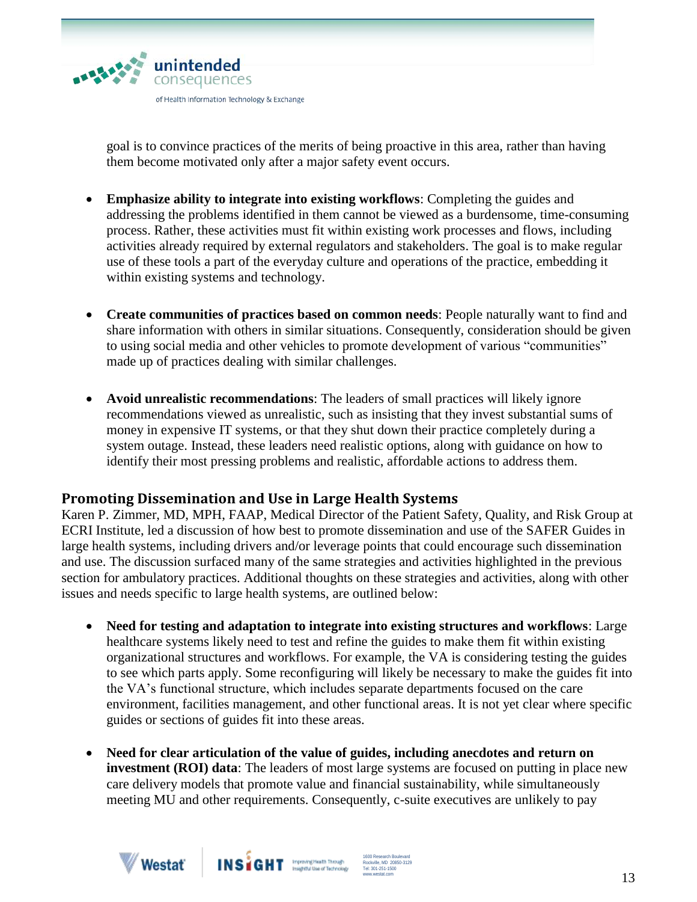goal is to convince practices of the merits of being proactive in this area, rather than having them become motivated only after a major safety event occurs.

- **Emphasize ability to integrate into existing workflows**: Completing the guides and addressing the problems identified in them cannot be viewed as a burdensome, time-consuming process. Rather, these activities must fit within existing work processes and flows, including activities already required by external regulators and stakeholders. The goal is to make regular use of these tools a part of the everyday culture and operations of the practice, embedding it within existing systems and technology.

- **Create communities of practices based on common needs**: People naturally want to find and share information with others in similar situations. Consequently, consideration should be given to using social media and other vehicles to promote development of various "communities" made up of practices dealing with similar challenges.

- **Avoid unrealistic recommendations**: The leaders of small practices will likely ignore recommendations viewed as unrealistic, such as insisting that they invest substantial sums of money in expensive IT systems, or that they shut down their practice completely during a system outage. Instead, these leaders need realistic options, along with guidance on how to identify their most pressing problems and realistic, affordable actions to address them.

## Promoting Dissemination and Use in Large Health Systems

Karen P. Zimmer, MD, MPH, FAAP, Medical Director of the Patient Safety, Quality, and Risk Group at ECRI Institute, led a discussion of how best to promote dissemination and use of the SAFER Guides in large health systems, including drivers and/or leverage points that could encourage such dissemination and use. The discussion surfaced many of the same strategies and activities highlighted in the previous section for ambulatory practices. Additional thoughts on these strategies and activities, along with other issues and needs specific to large health systems, are outlined below:

- **Need for testing and adaptation to integrate into existing structures and workflows**: Large healthcare systems likely need to test and refine the guides to make them fit within existing organizational structures and workflows. For example, the VA is considering testing the guides to see which parts apply. Some reconfiguring will likely be necessary to make the guides fit into the VA's functional structure, which includes separate departments focused on the care environment, facilities management, and other functional areas. It is not yet clear where specific guides or sections of guides fit into these areas.

- **Need for clear articulation of the value of guides, including anecdotes and return on investment (ROI) data**: The leaders of most large systems are focused on putting in place new care delivery models that promote value and financial sustainability, while simultaneously meeting MU and other requirements. Consequently, c-suite executives are unlikely to pay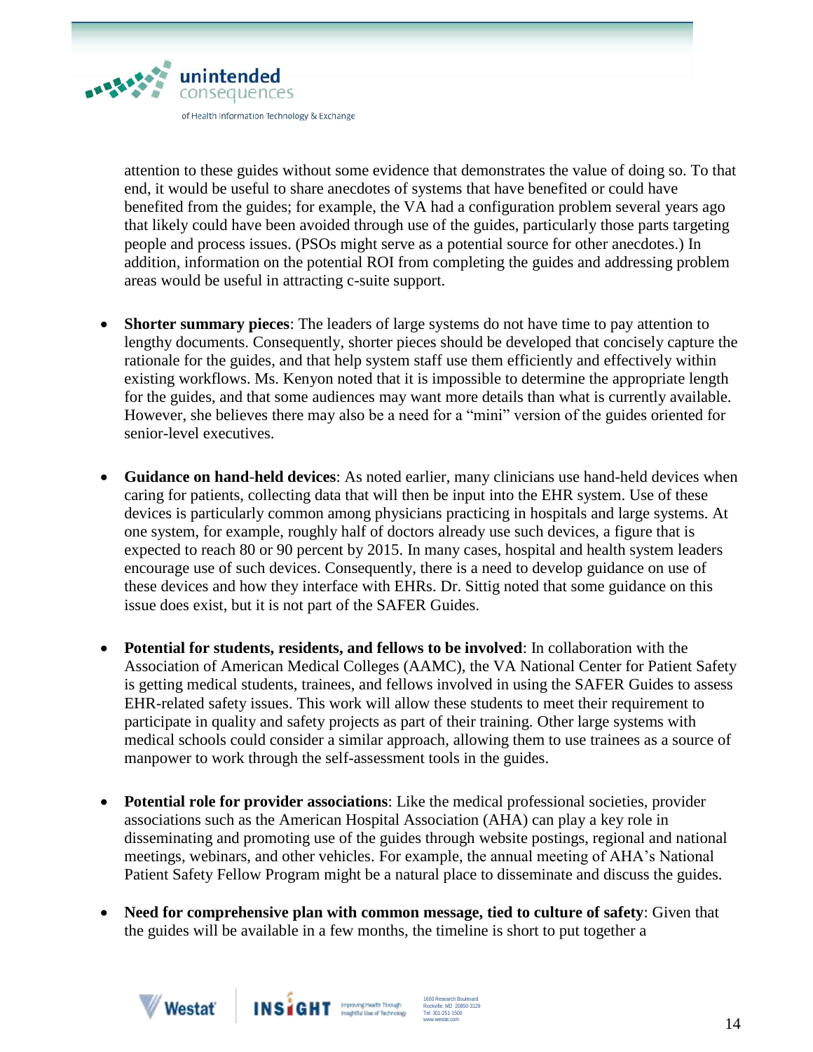attention to these guides without some evidence that demonstrates the value of doing so. To that end, it would be useful to share anecdotes of systems that have benefited or could have benefited from the guides; for example, the VA had a configuration problem several years ago that likely could have been avoided through use of the guides, particularly those parts targeting people and process issues. (PSOs might serve as a potential source for other anecdotes.) In addition, information on the potential ROI from completing the guides and addressing problem areas would be useful in attracting c-suite support.

- **Shorter summary pieces**: The leaders of large systems do not have time to pay attention to lengthy documents. Consequently, shorter pieces should be developed that concisely capture the rationale for the guides, and that help system staff use them efficiently and effectively within existing workflows. Ms. Kenyon noted that it is impossible to determine the appropriate length for the guides, and that some audiences may want more details than what is currently available. However, she believes there may also be a need for a "mini" version of the guides oriented for senior-level executives.

- **Guidance on hand-held devices**: As noted earlier, many clinicians use hand-held devices when caring for patients, collecting data that will then be input into the EHR system. Use of these devices is particularly common among physicians practicing in hospitals and large systems. At one system, for example, roughly half of doctors already use such devices, a figure that is expected to reach 80 or 90 percent by 2015. In many cases, hospital and health system leaders encourage use of such devices. Consequently, there is a need to develop guidance on use of these devices and how they interface with EHRs. Dr. Sittig noted that some guidance on this issue does exist, but it is not part of the SAFER Guides.

- **Potential for students, residents, and fellows to be involved**: In collaboration with the Association of American Medical Colleges (AAMC), the VA National Center for Patient Safety is getting medical students, trainees, and fellows involved in using the SAFER Guides to assess EHR-related safety issues. This work will allow these students to meet their requirement to participate in quality and safety projects as part of their training. Other large systems with medical schools could consider a similar approach, allowing them to use trainees as a source of manpower to work through the self-assessment tools in the guides.

- **Potential role for provider associations**: Like the medical professional societies, provider associations such as the American Hospital Association (AHA) can play a key role in disseminating and promoting use of the guides through website postings, regional and national meetings, webinars, and other vehicles. For example, the annual meeting of AHA's National Patient Safety Fellow Program might be a natural place to disseminate and discuss the guides.

- **Need for comprehensive plan with common message, tied to culture of safety**: Given that the guides will be available in a few months, the timeline is short to put together a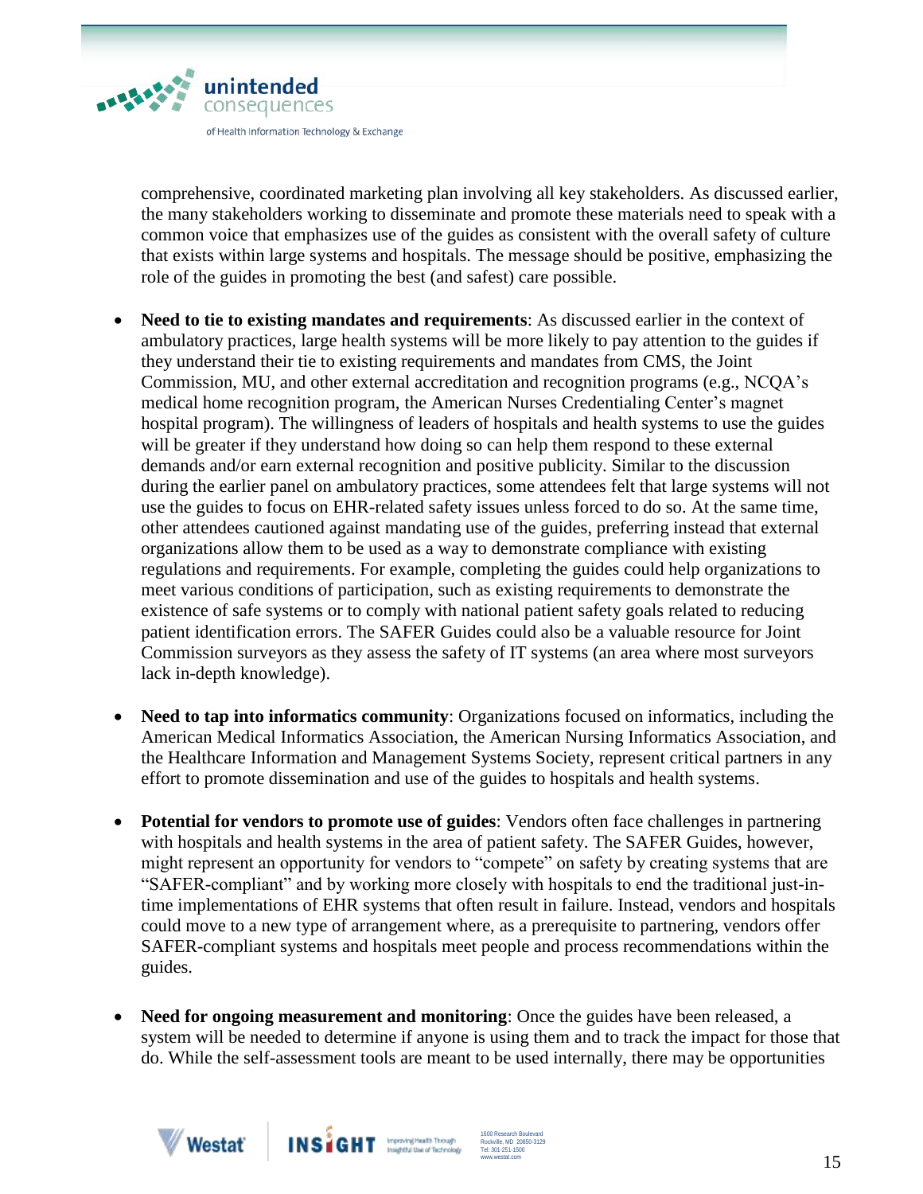comprehensive, coordinated marketing plan involving all key stakeholders. As discussed earlier, the many stakeholders working to disseminate and promote these materials need to speak with a common voice that emphasizes use of the guides as consistent with the overall safety of culture that exists within large systems and hospitals. The message should be positive, emphasizing the role of the guides in promoting the best (and safest) care possible.

- **Need to tie to existing mandates and requirements**: As discussed earlier in the context of ambulatory practices, large health systems will be more likely to pay attention to the guides if they understand their tie to existing requirements and mandates from CMS, the Joint Commission, MU, and other external accreditation and recognition programs (e.g., NCQA's medical home recognition program, the American Nurses Credentialing Center's magnet hospital program). The willingness of leaders of hospitals and health systems to use the guides will be greater if they understand how doing so can help them respond to these external demands and/or earn external recognition and positive publicity. Similar to the discussion during the earlier panel on ambulatory practices, some attendees felt that large systems will not use the guides to focus on EHR-related safety issues unless forced to do so. At the same time, other attendees cautioned against mandating use of the guides, preferring instead that external organizations allow them to be used as a way to demonstrate compliance with existing regulations and requirements. For example, completing the guides could help organizations to meet various conditions of participation, such as existing requirements to demonstrate the existence of safe systems or to comply with national patient safety goals related to reducing patient identification errors. The SAFER Guides could also be a valuable resource for Joint Commission surveyors as they assess the safety of IT systems (an area where most surveyors lack in-depth knowledge).

- **Need to tap into informatics community**: Organizations focused on informatics, including the American Medical Informatics Association, the American Nursing Informatics Association, and the Healthcare Information and Management Systems Society, represent critical partners in any effort to promote dissemination and use of the guides to hospitals and health systems.

- **Potential for vendors to promote use of guides**: Vendors often face challenges in partnering with hospitals and health systems in the area of patient safety. The SAFER Guides, however, might represent an opportunity for vendors to "compete" on safety by creating systems that are "SAFER-compliant" and by working more closely with hospitals to end the traditional just-in-time implementations of EHR systems that often result in failure. Instead, vendors and hospitals could move to a new type of arrangement where, as a prerequisite to partnering, vendors offer SAFER-compliant systems and hospitals meet people and process recommendations within the guides.

- **Need for ongoing measurement and monitoring**: Once the guides have been released, a system will be needed to determine if anyone is using them and to track the impact for those that do. While the self-assessment tools are meant to be used internally, there may be opportunities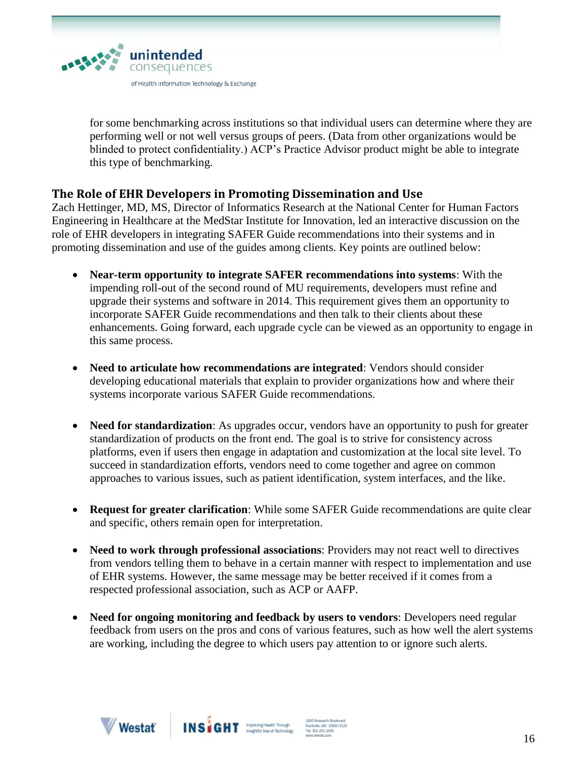for some benchmarking across institutions so that individual users can determine where they are performing well or not well versus groups of peers. (Data from other organizations would be blinded to protect confidentiality.) ACP's Practice Advisor product might be able to integrate this type of benchmarking.

## The Role of EHR Developers in Promoting Dissemination and Use

Zach Hettinger, MD, MS, Director of Informatics Research at the National Center for Human Factors Engineering in Healthcare at the MedStar Institute for Innovation, led an interactive discussion on the role of EHR developers in integrating SAFER Guide recommendations into their systems and in promoting dissemination and use of the guides among clients. Key points are outlined below:

- **Near-term opportunity to integrate SAFER recommendations into systems**: With the impending roll-out of the second round of MU requirements, developers must refine and upgrade their systems and software in 2014. This requirement gives them an opportunity to incorporate SAFER Guide recommendations and then talk to their clients about these enhancements. Going forward, each upgrade cycle can be viewed as an opportunity to engage in this same process.

- **Need to articulate how recommendations are integrated**: Vendors should consider developing educational materials that explain to provider organizations how and where their systems incorporate various SAFER Guide recommendations.

- **Need for standardization**: As upgrades occur, vendors have an opportunity to push for greater standardization of products on the front end. The goal is to strive for consistency across platforms, even if users then engage in adaptation and customization at the local site level. To succeed in standardization efforts, vendors need to come together and agree on common approaches to various issues, such as patient identification, system interfaces, and the like.

- **Request for greater clarification**: While some SAFER Guide recommendations are quite clear and specific, others remain open for interpretation.

- **Need to work through professional associations**: Providers may not react well to directives from vendors telling them to behave in a certain manner with respect to implementation and use of EHR systems. However, the same message may be better received if it comes from a respected professional association, such as ACP or AAFP.

- **Need for ongoing monitoring and feedback by users to vendors**: Developers need regular feedback from users on the pros and cons of various features, such as how well the alert systems are working, including the degree to which users pay attention to or ignore such alerts.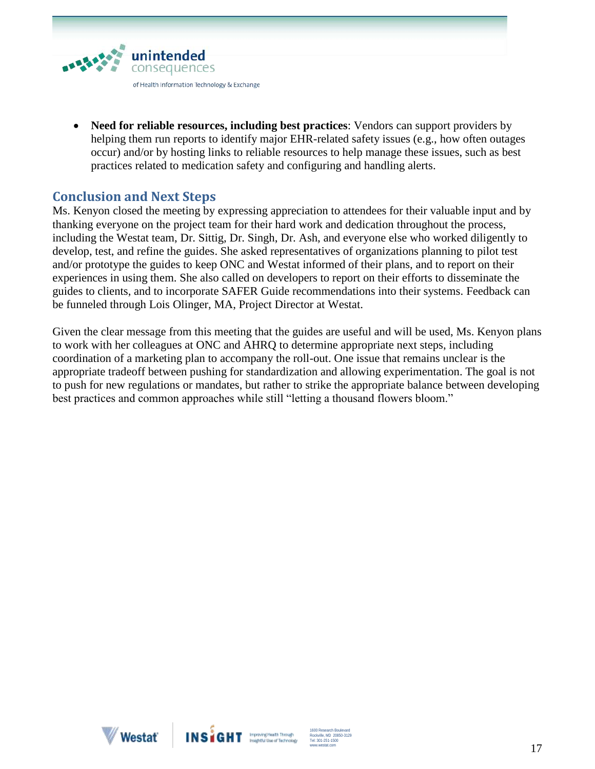- **Need for reliable resources, including best practices**: Vendors can support providers by helping them run reports to identify major EHR-related safety issues (e.g., how often outages occur) and/or by hosting links to reliable resources to help manage these issues, such as best practices related to medication safety and configuring and handling alerts.

## Conclusion and Next Steps

Ms. Kenyon closed the meeting by expressing appreciation to attendees for their valuable input and by thanking everyone on the project team for their hard work and dedication throughout the process, including the Westat team, Dr. Sittig, Dr. Singh, Dr. Ash, and everyone else who worked diligently to develop, test, and refine the guides. She asked representatives of organizations planning to pilot test and/or prototype the guides to keep ONC and Westat informed of their plans, and to report on their experiences in using them. She also called on developers to report on their efforts to disseminate the guides to clients, and to incorporate SAFER Guide recommendations into their systems. Feedback can be funneled through Lois Olinger, MA, Project Director at Westat.

Given the clear message from this meeting that the guides are useful and will be used, Ms. Kenyon plans to work with her colleagues at ONC and AHRQ to determine appropriate next steps, including coordination of a marketing plan to accompany the roll-out. One issue that remains unclear is the appropriate tradeoff between pushing for standardization and allowing experimentation. The goal is not to push for new regulations or mandates, but rather to strike the appropriate balance between developing best practices and common approaches while still "letting a thousand flowers bloom."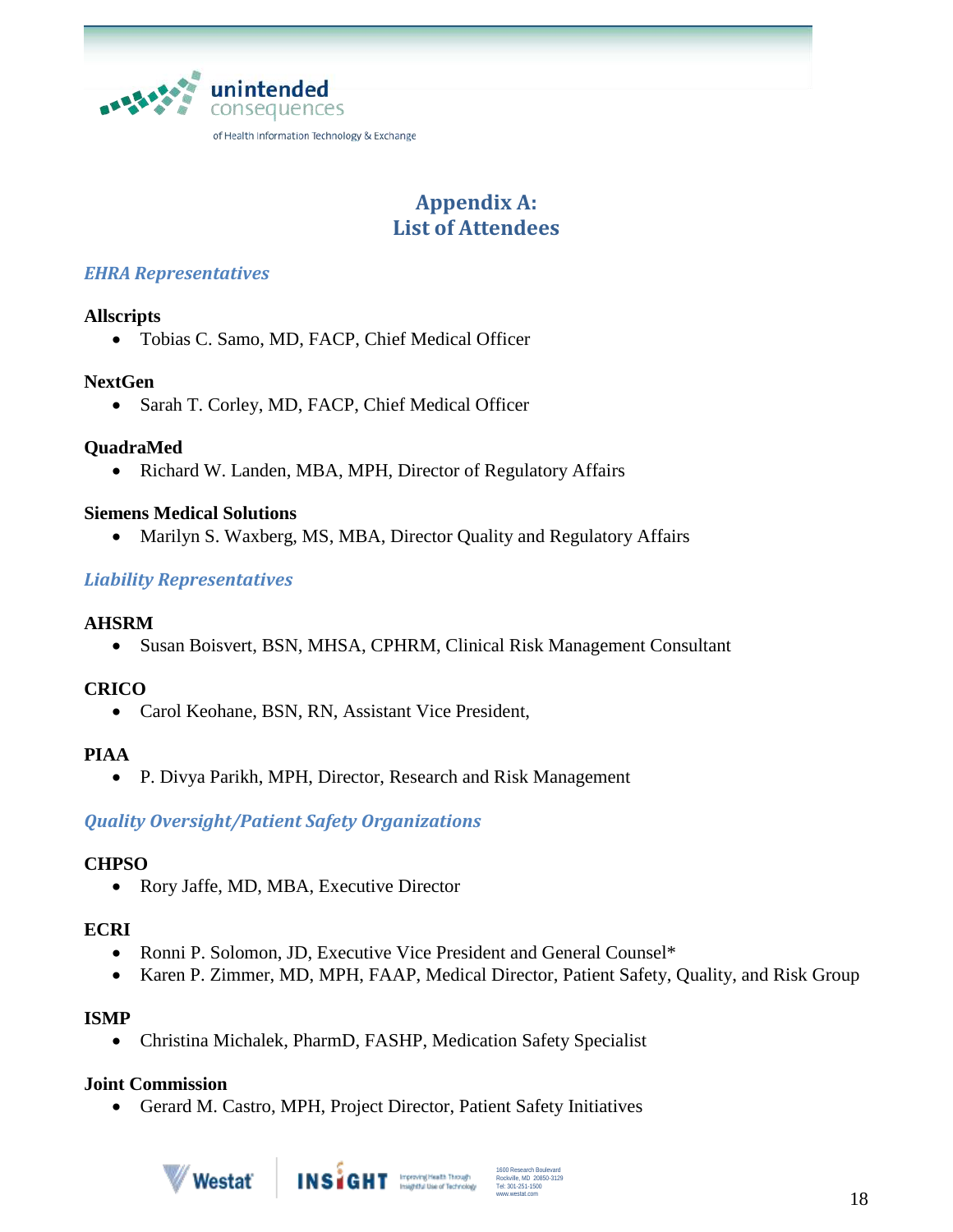# Appendix A: List of Attendees

### *EHRA Representatives*

**Allscripts**

- Tobias C. Samo, MD, FACP, Chief Medical Officer

**NextGen**

- Sarah T. Corley, MD, FACP, Chief Medical Officer

**QuadraMed**

- Richard W. Landen, MBA, MPH, Director of Regulatory Affairs

**Siemens Medical Solutions**

- Marilyn S. Waxberg, MS, MBA, Director Quality and Regulatory Affairs

### *Liability Representatives*

**AHSRM**

- Susan Boisvert, BSN, MHSA, CPHRM, Clinical Risk Management Consultant

**CRICO**

- Carol Keohane, BSN, RN, Assistant Vice President,

**PIAA**

- P. Divya Parikh, MPH, Director, Research and Risk Management

### *Quality Oversight/Patient Safety Organizations*

**CHPSO**

- Rory Jaffe, MD, MBA, Executive Director

**ECRI**

- Ronni P. Solomon, JD, Executive Vice President and General Counsel*
- Karen P. Zimmer, MD, MPH, FAAP, Medical Director, Patient Safety, Quality, and Risk Group

**ISMP**

- Christina Michalek, PharmD, FASHP, Medication Safety Specialist

**Joint Commission**

- Gerard M. Castro, MPH, Project Director, Patient Safety Initiatives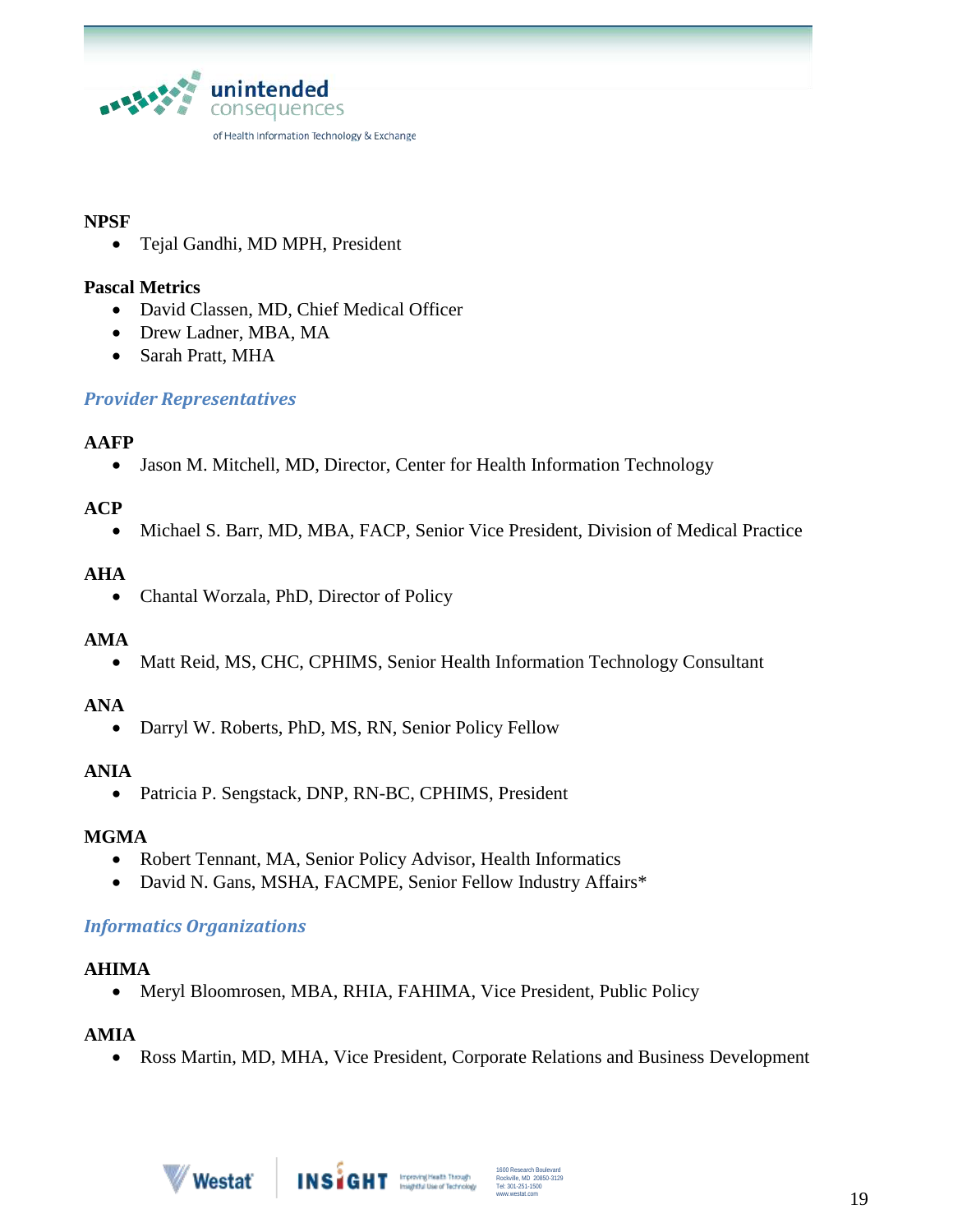**NPSF**

- Tejal Gandhi, MD MPH, President

**Pascal Metrics**

- David Classen, MD, Chief Medical Officer
- Drew Ladner, MBA, MA
- Sarah Pratt, MHA

### *Provider Representatives*

**AAFP**

- Jason M. Mitchell, MD, Director, Center for Health Information Technology

**ACP**

- Michael S. Barr, MD, MBA, FACP, Senior Vice President, Division of Medical Practice

**AHA**

- Chantal Worzala, PhD, Director of Policy

**AMA**

- Matt Reid, MS, CHC, CPHIMS, Senior Health Information Technology Consultant

**ANA**

- Darryl W. Roberts, PhD, MS, RN, Senior Policy Fellow

**ANIA**

- Patricia P. Sengstack, DNP, RN-BC, CPHIMS, President

**MGMA**

- Robert Tennant, MA, Senior Policy Advisor, Health Informatics
- David N. Gans, MSHA, FACMPE, Senior Fellow Industry Affairs*

### *Informatics Organizations*

**AHIMA**

- Meryl Bloomrosen, MBA, RHIA, FAHIMA, Vice President, Public Policy

**AMIA**

- Ross Martin, MD, MHA, Vice President, Corporate Relations and Business Development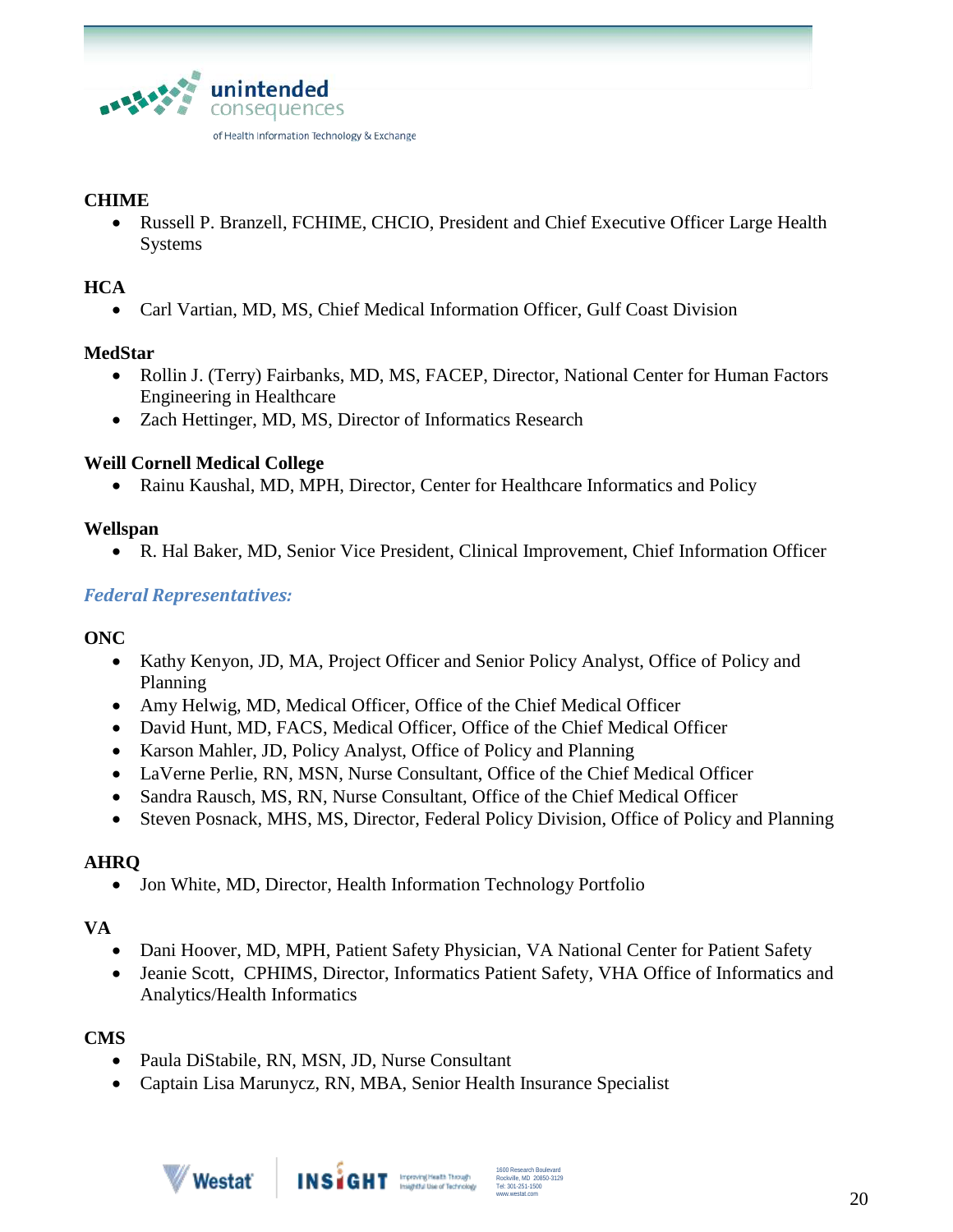**CHIME**

- Russell P. Branzell, FCHIME, CHCIO, President and Chief Executive Officer Large Health Systems

**HCA**

- Carl Vartian, MD, MS, Chief Medical Information Officer, Gulf Coast Division

**MedStar**

- Rollin J. (Terry) Fairbanks, MD, MS, FACEP, Director, National Center for Human Factors Engineering in Healthcare
- Zach Hettinger, MD, MS, Director of Informatics Research

**Weill Cornell Medical College**

- Rainu Kaushal, MD, MPH, Director, Center for Healthcare Informatics and Policy

**Wellspan**

- R. Hal Baker, MD, Senior Vice President, Clinical Improvement, Chief Information Officer

### *Federal Representatives:*

**ONC**

- Kathy Kenyon, JD, MA, Project Officer and Senior Policy Analyst, Office of Policy and Planning
- Amy Helwig, MD, Medical Officer, Office of the Chief Medical Officer
- David Hunt, MD, FACS, Medical Officer, Office of the Chief Medical Officer
- Karson Mahler, JD, Policy Analyst, Office of Policy and Planning
- LaVerne Perlie, RN, MSN, Nurse Consultant, Office of the Chief Medical Officer
- Sandra Rausch, MS, RN, Nurse Consultant, Office of the Chief Medical Officer
- Steven Posnack, MHS, MS, Director, Federal Policy Division, Office of Policy and Planning

**AHRQ**

- Jon White, MD, Director, Health Information Technology Portfolio

**VA**

- Dani Hoover, MD, MPH, Patient Safety Physician, VA National Center for Patient Safety
- Jeanie Scott, CPHIMS, Director, Informatics Patient Safety, VHA Office of Informatics and Analytics/Health Informatics

**CMS**

- Paula DiStabile, RN, MSN, JD, Nurse Consultant
- Captain Lisa Marunycz, RN, MBA, Senior Health Insurance Specialist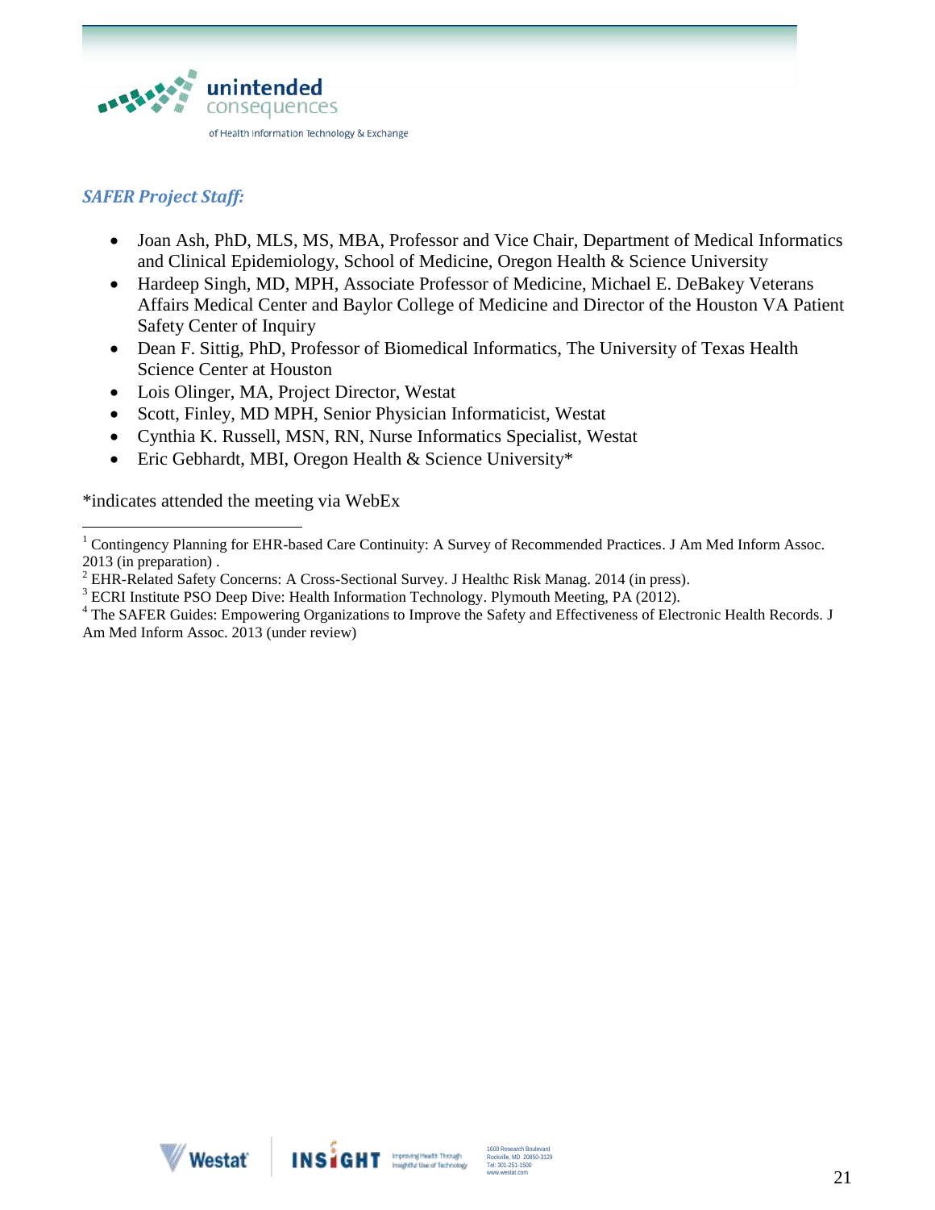*SAFER Project Staff:*

- Joan Ash, PhD, MLS, MS, MBA, Professor and Vice Chair, Department of Medical Informatics and Clinical Epidemiology, School of Medicine, Oregon Health & Science University
- Hardeep Singh, MD, MPH, Associate Professor of Medicine, Michael E. DeBakey Veterans Affairs Medical Center and Baylor College of Medicine and Director of the Houston VA Patient Safety Center of Inquiry
- Dean F. Sittig, PhD, Professor of Biomedical Informatics, The University of Texas Health Science Center at Houston
- Lois Olinger, MA, Project Director, Westat
- Scott, Finley, MD MPH, Senior Physician Informaticist, Westat
- Cynthia K. Russell, MSN, RN, Nurse Informatics Specialist, Westat
- Eric Gebhardt, MBI, Oregon Health & Science University*

*indicates attended the meeting via WebEx

[1] Contingency Planning for EHR-based Care Continuity: A Survey of Recommended Practices. J Am Med Inform Assoc. 2013 (in preparation) .

[2] EHR-Related Safety Concerns: A Cross-Sectional Survey. J Healthc Risk Manag. 2014 (in press).

[3] ECRI Institute PSO Deep Dive: Health Information Technology. Plymouth Meeting, PA (2012).

[4] The SAFER Guides: Empowering Organizations to Improve the Safety and Effectiveness of Electronic Health Records. J Am Med Inform Assoc. 2013 (under review)